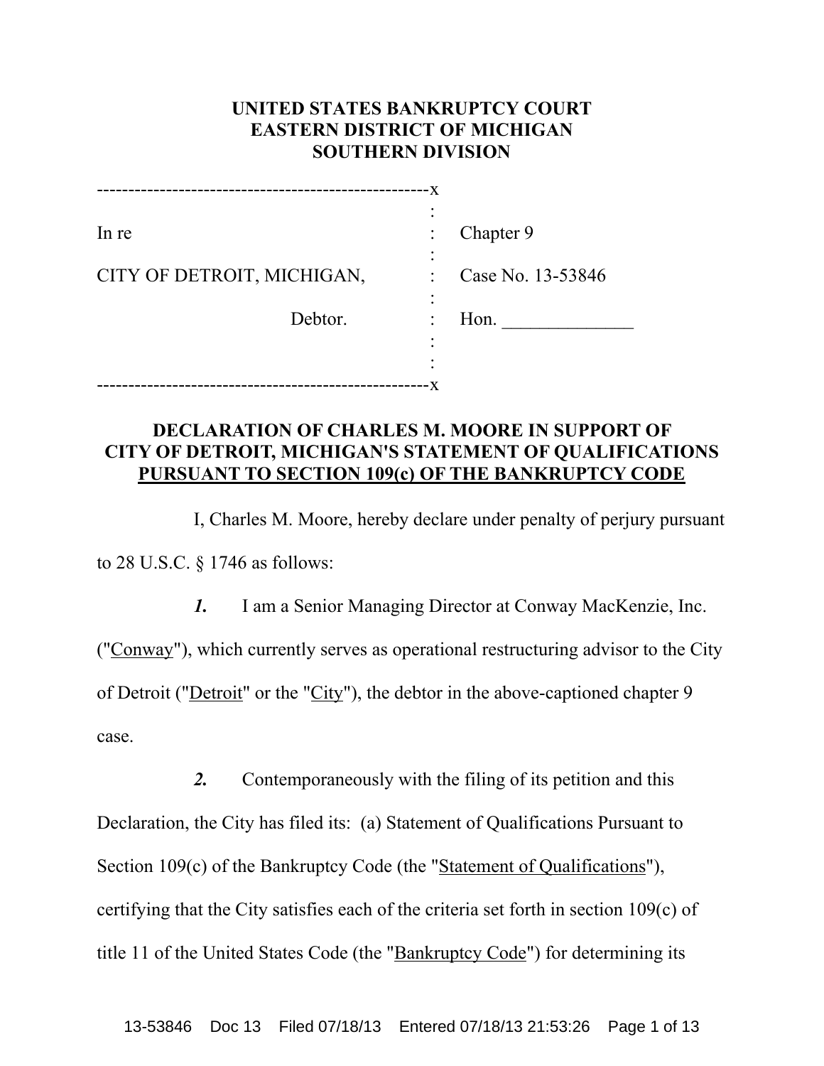**UNITED STATES BANKRUPTCY COURT**
**EASTERN DISTRICT OF MICHIGAN**
**SOUTHERN DIVISION**

| | | |
|---|---|---|
| In re | : | Chapter 9 |
| CITY OF DETROIT, MICHIGAN, | : | Case No. 13-53846 |
| Debtor. | : | Hon. ______________ |

**DECLARATION OF CHARLES M. MOORE IN SUPPORT OF CITY OF DETROIT, MICHIGAN'S STATEMENT OF QUALIFICATIONS PURSUANT TO SECTION 109(c) OF THE BANKRUPTCY CODE**

I, Charles M. Moore, hereby declare under penalty of perjury pursuant to 28 U.S.C. § 1746 as follows:

***1.*** I am a Senior Managing Director at Conway MacKenzie, Inc. ("Conway"), which currently serves as operational restructuring advisor to the City of Detroit ("Detroit" or the "City"), the debtor in the above-captioned chapter 9 case.

***2.*** Contemporaneously with the filing of its petition and this Declaration, the City has filed its: (a) Statement of Qualifications Pursuant to Section 109(c) of the Bankruptcy Code (the "Statement of Qualifications"), certifying that the City satisfies each of the criteria set forth in section 109(c) of title 11 of the United States Code (the "Bankruptcy Code") for determining its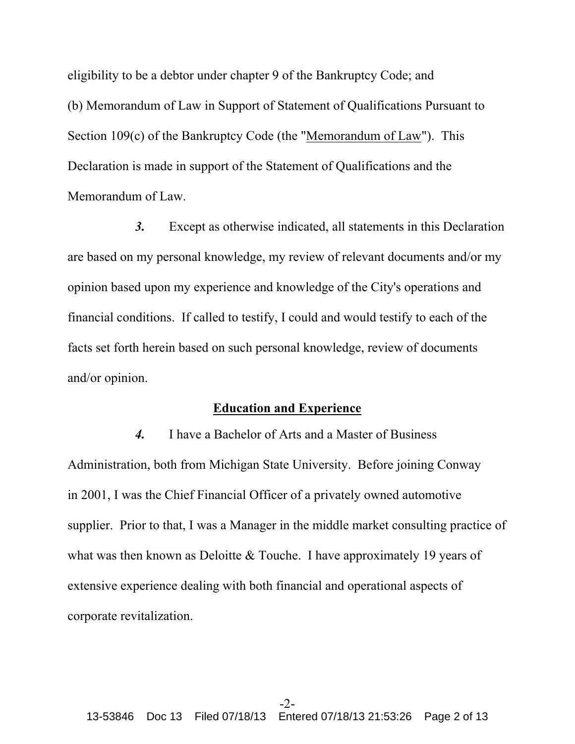eligibility to be a debtor under chapter 9 of the Bankruptcy Code; and (b) Memorandum of Law in Support of Statement of Qualifications Pursuant to Section 109(c) of the Bankruptcy Code (the "Memorandum of Law"). This Declaration is made in support of the Statement of Qualifications and the Memorandum of Law.

***3.*** Except as otherwise indicated, all statements in this Declaration are based on my personal knowledge, my review of relevant documents and/or my opinion based upon my experience and knowledge of the City's operations and financial conditions. If called to testify, I could and would testify to each of the facts set forth herein based on such personal knowledge, review of documents and/or opinion.

## Education and Experience

***4.*** I have a Bachelor of Arts and a Master of Business Administration, both from Michigan State University. Before joining Conway in 2001, I was the Chief Financial Officer of a privately owned automotive supplier. Prior to that, I was a Manager in the middle market consulting practice of what was then known as Deloitte & Touche. I have approximately 19 years of extensive experience dealing with both financial and operational aspects of corporate revitalization.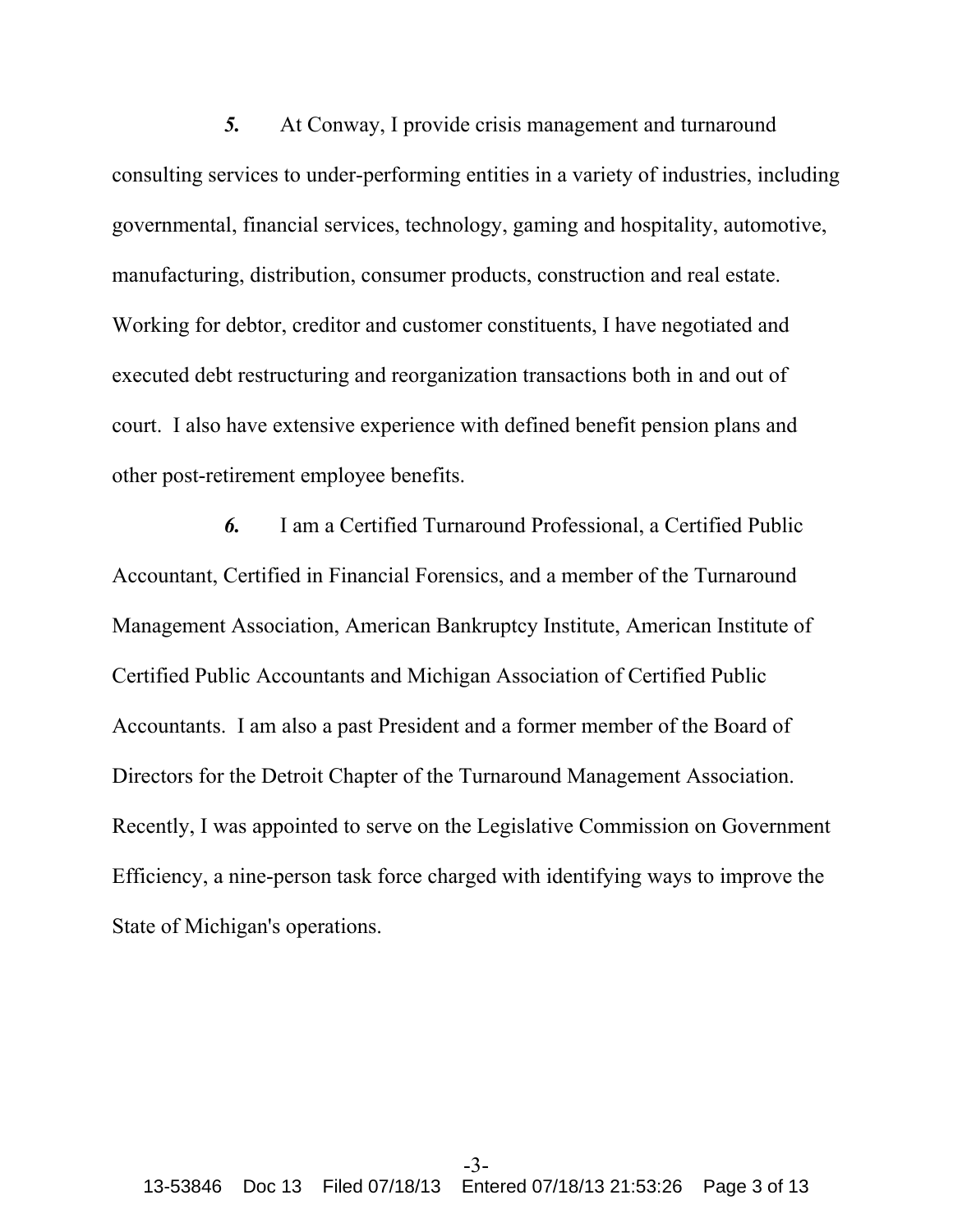*5.* At Conway, I provide crisis management and turnaround consulting services to under-performing entities in a variety of industries, including governmental, financial services, technology, gaming and hospitality, automotive, manufacturing, distribution, consumer products, construction and real estate. Working for debtor, creditor and customer constituents, I have negotiated and executed debt restructuring and reorganization transactions both in and out of court. I also have extensive experience with defined benefit pension plans and other post-retirement employee benefits.

*6.* I am a Certified Turnaround Professional, a Certified Public Accountant, Certified in Financial Forensics, and a member of the Turnaround Management Association, American Bankruptcy Institute, American Institute of Certified Public Accountants and Michigan Association of Certified Public Accountants. I am also a past President and a former member of the Board of Directors for the Detroit Chapter of the Turnaround Management Association. Recently, I was appointed to serve on the Legislative Commission on Government Efficiency, a nine-person task force charged with identifying ways to improve the State of Michigan's operations.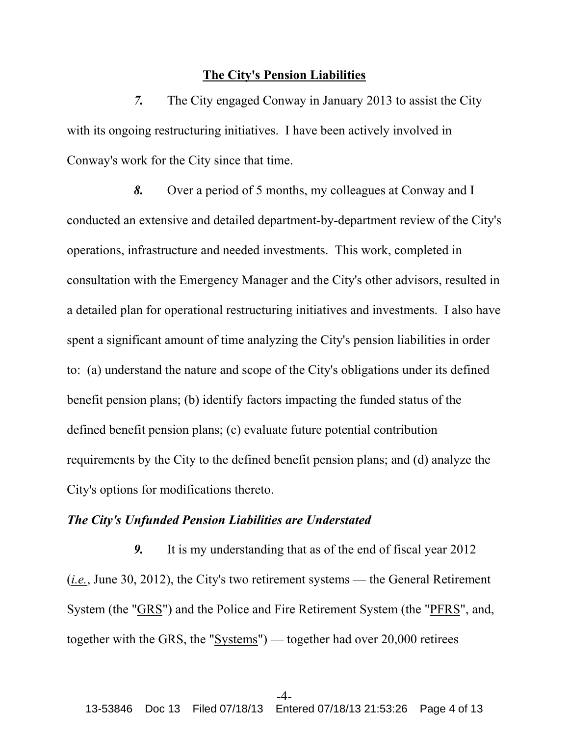## The City's Pension Liabilities

*7.* The City engaged Conway in January 2013 to assist the City with its ongoing restructuring initiatives. I have been actively involved in Conway's work for the City since that time.

*8.* Over a period of 5 months, my colleagues at Conway and I conducted an extensive and detailed department-by-department review of the City's operations, infrastructure and needed investments. This work, completed in consultation with the Emergency Manager and the City's other advisors, resulted in a detailed plan for operational restructuring initiatives and investments. I also have spent a significant amount of time analyzing the City's pension liabilities in order to: (a) understand the nature and scope of the City's obligations under its defined benefit pension plans; (b) identify factors impacting the funded status of the defined benefit pension plans; (c) evaluate future potential contribution requirements by the City to the defined benefit pension plans; and (d) analyze the City's options for modifications thereto.

***The City's Unfunded Pension Liabilities are Understated***

*9.* It is my understanding that as of the end of fiscal year 2012 (*i.e.*, June 30, 2012), the City's two retirement systems — the General Retirement System (the "GRS") and the Police and Fire Retirement System (the "PFRS", and, together with the GRS, the "Systems") — together had over 20,000 retirees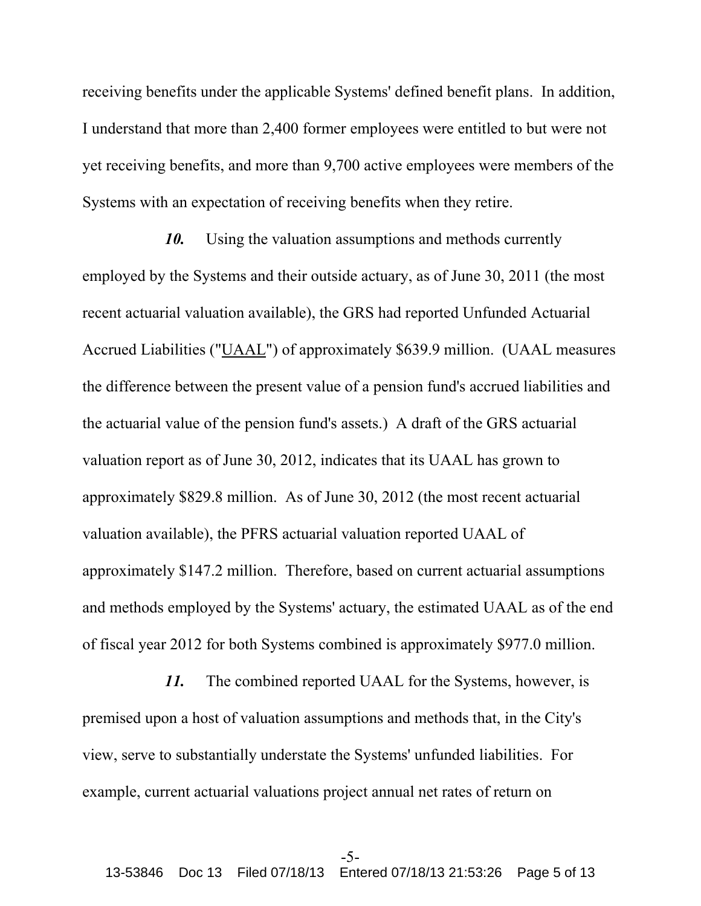receiving benefits under the applicable Systems' defined benefit plans. In addition, I understand that more than 2,400 former employees were entitled to but were not yet receiving benefits, and more than 9,700 active employees were members of the Systems with an expectation of receiving benefits when they retire.

***10.*** Using the valuation assumptions and methods currently employed by the Systems and their outside actuary, as of June 30, 2011 (the most recent actuarial valuation available), the GRS had reported Unfunded Actuarial Accrued Liabilities ("UAAL") of approximately $639.9 million. (UAAL measures the difference between the present value of a pension fund's accrued liabilities and the actuarial value of the pension fund's assets.) A draft of the GRS actuarial valuation report as of June 30, 2012, indicates that its UAAL has grown to approximately $829.8 million. As of June 30, 2012 (the most recent actuarial valuation available), the PFRS actuarial valuation reported UAAL of approximately $147.2 million. Therefore, based on current actuarial assumptions and methods employed by the Systems' actuary, the estimated UAAL as of the end of fiscal year 2012 for both Systems combined is approximately $977.0 million.

***11.*** The combined reported UAAL for the Systems, however, is premised upon a host of valuation assumptions and methods that, in the City's view, serve to substantially understate the Systems' unfunded liabilities. For example, current actuarial valuations project annual net rates of return on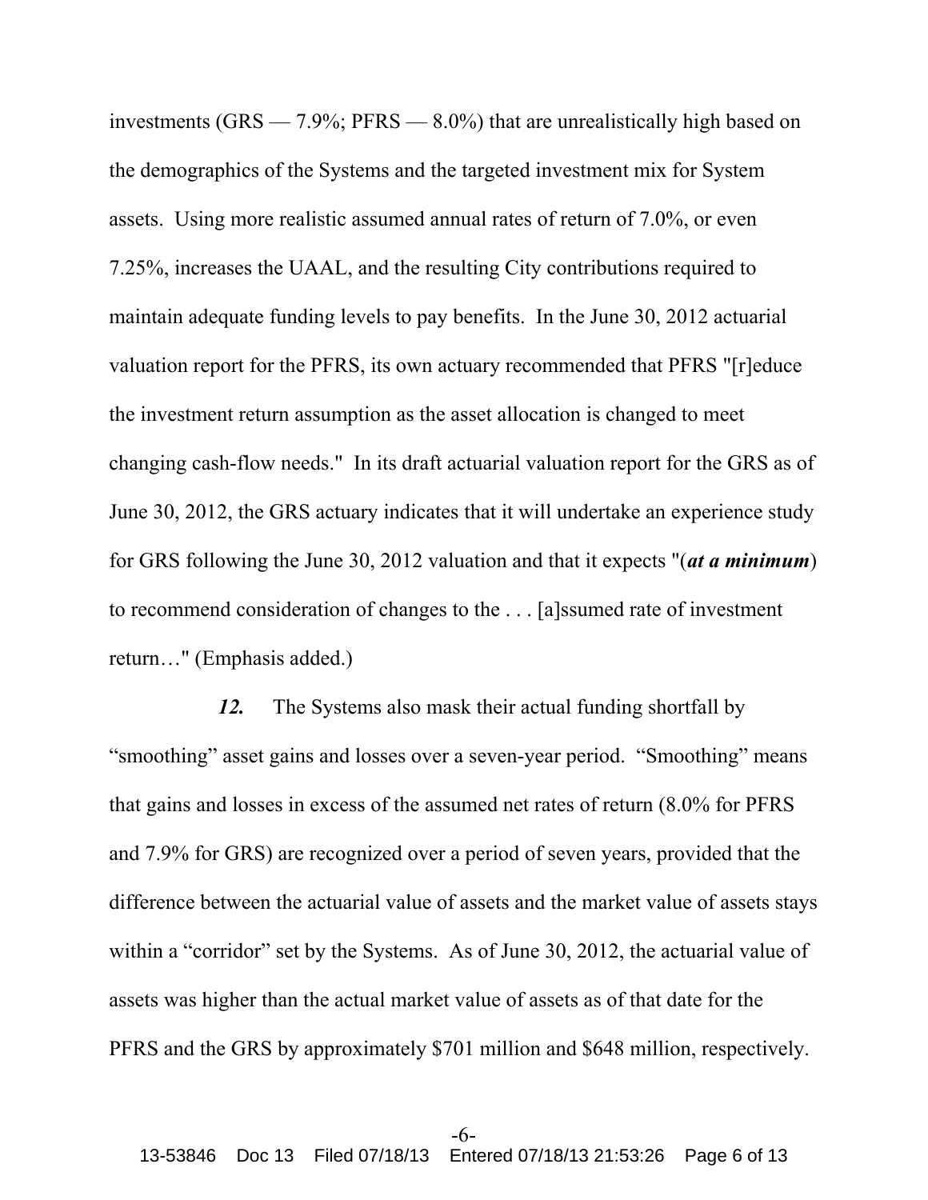investments (GRS — 7.9%; PFRS — 8.0%) that are unrealistically high based on the demographics of the Systems and the targeted investment mix for System assets. Using more realistic assumed annual rates of return of 7.0%, or even 7.25%, increases the UAAL, and the resulting City contributions required to maintain adequate funding levels to pay benefits. In the June 30, 2012 actuarial valuation report for the PFRS, its own actuary recommended that PFRS "[r]educe the investment return assumption as the asset allocation is changed to meet changing cash-flow needs." In its draft actuarial valuation report for the GRS as of June 30, 2012, the GRS actuary indicates that it will undertake an experience study for GRS following the June 30, 2012 valuation and that it expects "(***at a minimum***) to recommend consideration of changes to the . . . [a]ssumed rate of investment return…" (Emphasis added.)

***12.*** The Systems also mask their actual funding shortfall by "smoothing" asset gains and losses over a seven-year period. "Smoothing" means that gains and losses in excess of the assumed net rates of return (8.0% for PFRS and 7.9% for GRS) are recognized over a period of seven years, provided that the difference between the actuarial value of assets and the market value of assets stays within a "corridor" set by the Systems. As of June 30, 2012, the actuarial value of assets was higher than the actual market value of assets as of that date for the PFRS and the GRS by approximately $701 million and $648 million, respectively.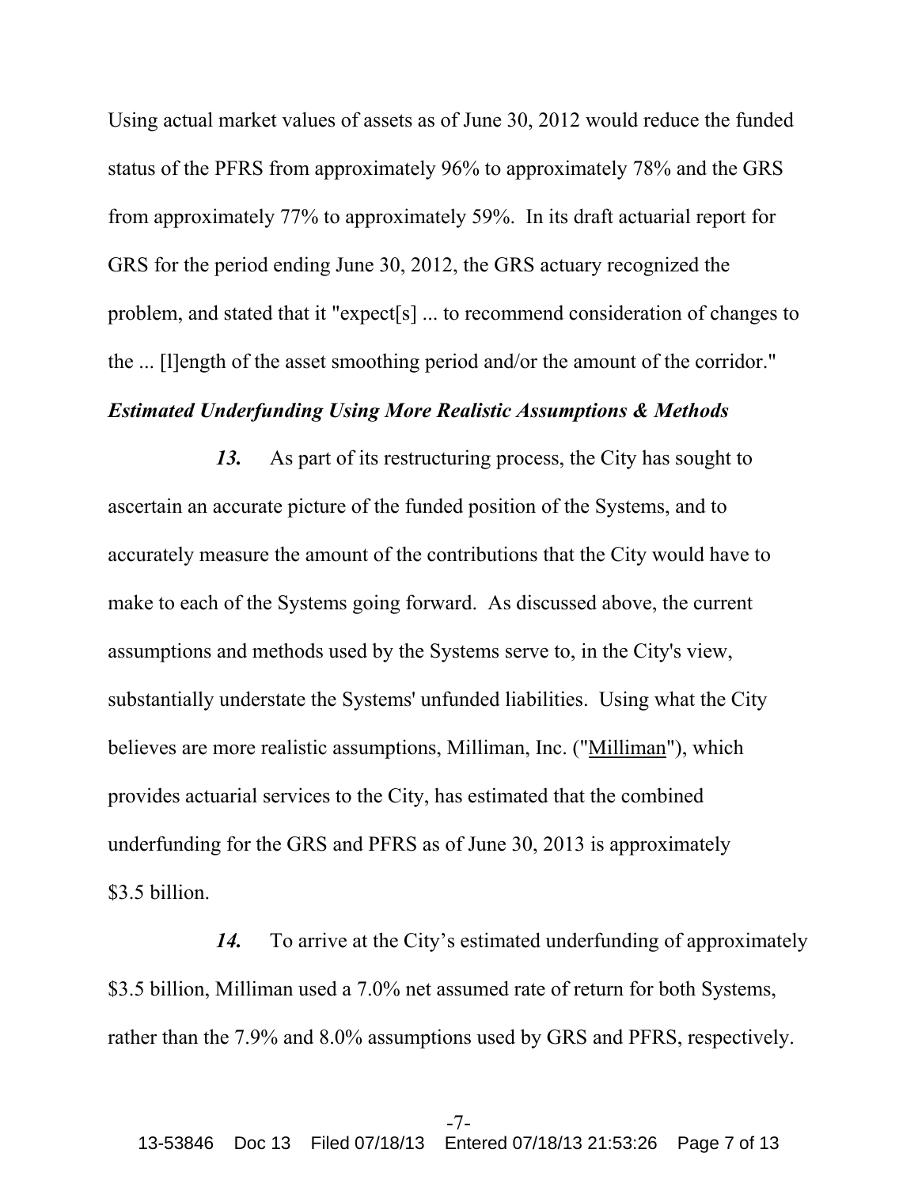Using actual market values of assets as of June 30, 2012 would reduce the funded status of the PFRS from approximately 96% to approximately 78% and the GRS from approximately 77% to approximately 59%. In its draft actuarial report for GRS for the period ending June 30, 2012, the GRS actuary recognized the problem, and stated that it "expect[s] ... to recommend consideration of changes to the ... [l]ength of the asset smoothing period and/or the amount of the corridor."

***Estimated Underfunding Using More Realistic Assumptions & Methods***

***13.*** As part of its restructuring process, the City has sought to ascertain an accurate picture of the funded position of the Systems, and to accurately measure the amount of the contributions that the City would have to make to each of the Systems going forward. As discussed above, the current assumptions and methods used by the Systems serve to, in the City's view, substantially understate the Systems' unfunded liabilities. Using what the City believes are more realistic assumptions, Milliman, Inc. ("Milliman"), which provides actuarial services to the City, has estimated that the combined underfunding for the GRS and PFRS as of June 30, 2013 is approximately $3.5 billion.

***14.*** To arrive at the City's estimated underfunding of approximately $3.5 billion, Milliman used a 7.0% net assumed rate of return for both Systems, rather than the 7.9% and 8.0% assumptions used by GRS and PFRS, respectively.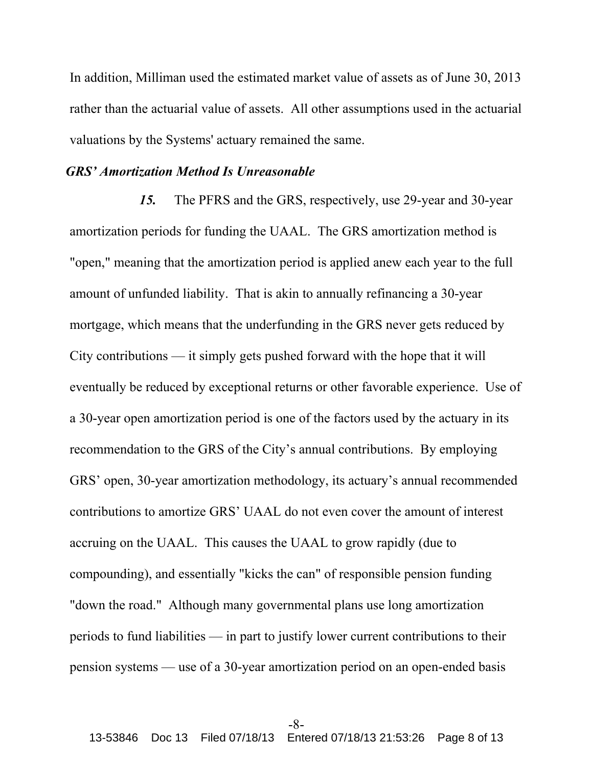In addition, Milliman used the estimated market value of assets as of June 30, 2013 rather than the actuarial value of assets. All other assumptions used in the actuarial valuations by the Systems' actuary remained the same.

***GRS' Amortization Method Is Unreasonable***

***15.*** The PFRS and the GRS, respectively, use 29-year and 30-year amortization periods for funding the UAAL. The GRS amortization method is "open," meaning that the amortization period is applied anew each year to the full amount of unfunded liability. That is akin to annually refinancing a 30-year mortgage, which means that the underfunding in the GRS never gets reduced by City contributions — it simply gets pushed forward with the hope that it will eventually be reduced by exceptional returns or other favorable experience. Use of a 30-year open amortization period is one of the factors used by the actuary in its recommendation to the GRS of the City's annual contributions. By employing GRS' open, 30-year amortization methodology, its actuary's annual recommended contributions to amortize GRS' UAAL do not even cover the amount of interest accruing on the UAAL. This causes the UAAL to grow rapidly (due to compounding), and essentially "kicks the can" of responsible pension funding "down the road." Although many governmental plans use long amortization periods to fund liabilities — in part to justify lower current contributions to their pension systems — use of a 30-year amortization period on an open-ended basis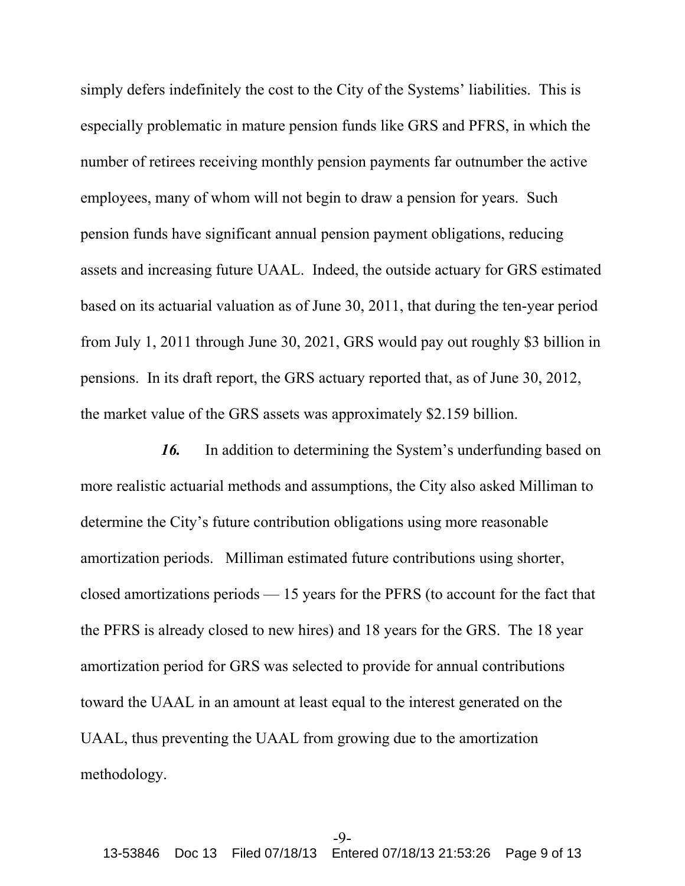simply defers indefinitely the cost to the City of the Systems' liabilities. This is especially problematic in mature pension funds like GRS and PFRS, in which the number of retirees receiving monthly pension payments far outnumber the active employees, many of whom will not begin to draw a pension for years. Such pension funds have significant annual pension payment obligations, reducing assets and increasing future UAAL. Indeed, the outside actuary for GRS estimated based on its actuarial valuation as of June 30, 2011, that during the ten-year period from July 1, 2011 through June 30, 2021, GRS would pay out roughly $3 billion in pensions. In its draft report, the GRS actuary reported that, as of June 30, 2012, the market value of the GRS assets was approximately $2.159 billion.

***16.*** In addition to determining the System's underfunding based on more realistic actuarial methods and assumptions, the City also asked Milliman to determine the City's future contribution obligations using more reasonable amortization periods. Milliman estimated future contributions using shorter, closed amortizations periods — 15 years for the PFRS (to account for the fact that the PFRS is already closed to new hires) and 18 years for the GRS. The 18 year amortization period for GRS was selected to provide for annual contributions toward the UAAL in an amount at least equal to the interest generated on the UAAL, thus preventing the UAAL from growing due to the amortization methodology.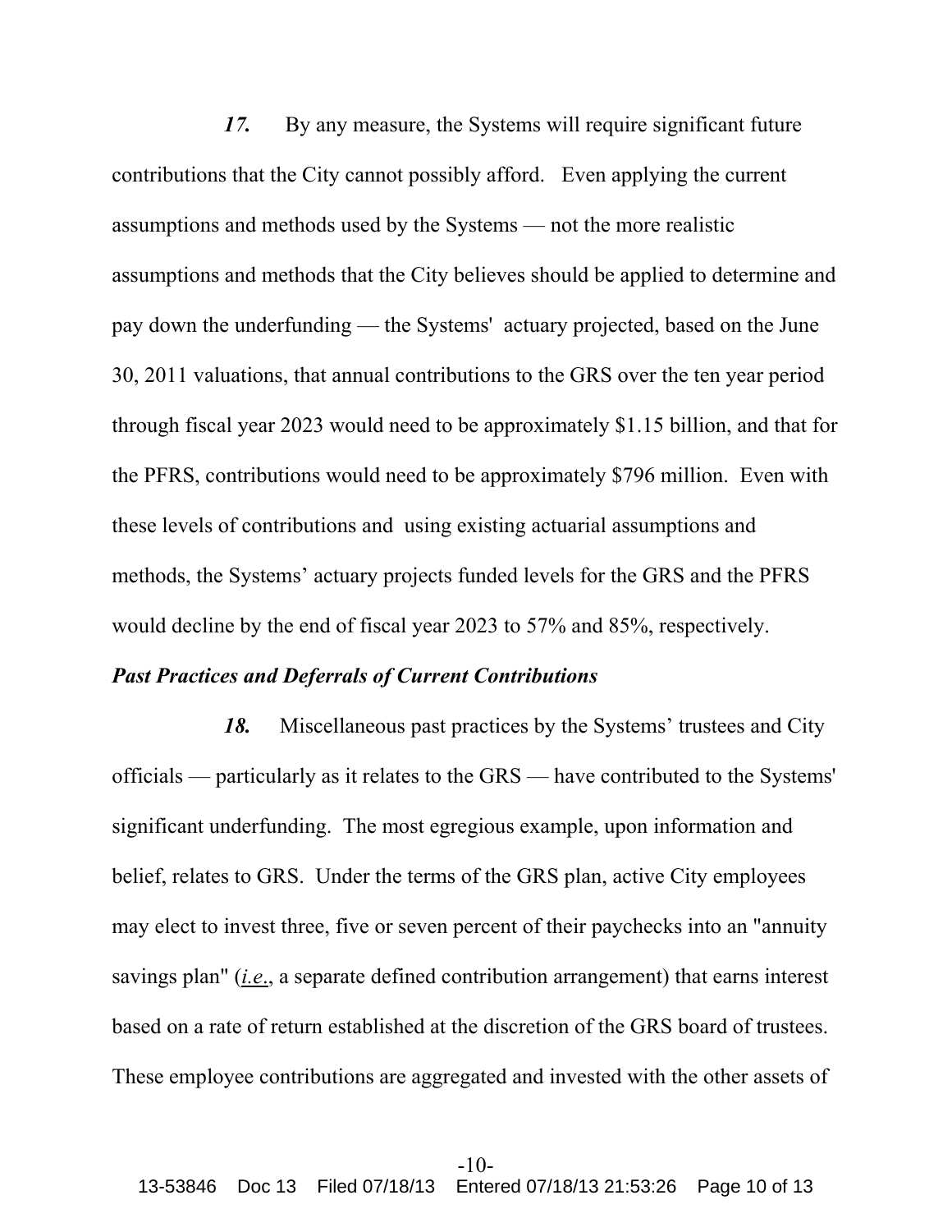*17.* By any measure, the Systems will require significant future contributions that the City cannot possibly afford. Even applying the current assumptions and methods used by the Systems — not the more realistic assumptions and methods that the City believes should be applied to determine and pay down the underfunding — the Systems' actuary projected, based on the June 30, 2011 valuations, that annual contributions to the GRS over the ten year period through fiscal year 2023 would need to be approximately $1.15 billion, and that for the PFRS, contributions would need to be approximately $796 million. Even with these levels of contributions and using existing actuarial assumptions and methods, the Systems' actuary projects funded levels for the GRS and the PFRS would decline by the end of fiscal year 2023 to 57% and 85%, respectively.

***Past Practices and Deferrals of Current Contributions***

*18.* Miscellaneous past practices by the Systems' trustees and City officials — particularly as it relates to the GRS — have contributed to the Systems' significant underfunding. The most egregious example, upon information and belief, relates to GRS. Under the terms of the GRS plan, active City employees may elect to invest three, five or seven percent of their paychecks into an "annuity savings plan" (*i.e.*, a separate defined contribution arrangement) that earns interest based on a rate of return established at the discretion of the GRS board of trustees. These employee contributions are aggregated and invested with the other assets of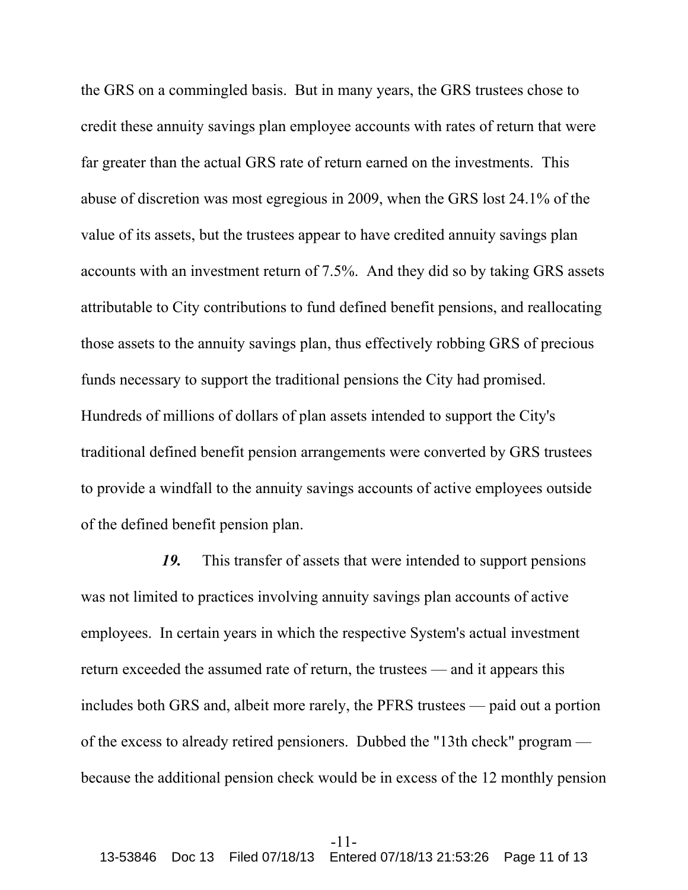the GRS on a commingled basis. But in many years, the GRS trustees chose to credit these annuity savings plan employee accounts with rates of return that were far greater than the actual GRS rate of return earned on the investments. This abuse of discretion was most egregious in 2009, when the GRS lost 24.1% of the value of its assets, but the trustees appear to have credited annuity savings plan accounts with an investment return of 7.5%. And they did so by taking GRS assets attributable to City contributions to fund defined benefit pensions, and reallocating those assets to the annuity savings plan, thus effectively robbing GRS of precious funds necessary to support the traditional pensions the City had promised. Hundreds of millions of dollars of plan assets intended to support the City's traditional defined benefit pension arrangements were converted by GRS trustees to provide a windfall to the annuity savings accounts of active employees outside of the defined benefit pension plan.

***19.*** This transfer of assets that were intended to support pensions was not limited to practices involving annuity savings plan accounts of active employees. In certain years in which the respective System's actual investment return exceeded the assumed rate of return, the trustees — and it appears this includes both GRS and, albeit more rarely, the PFRS trustees — paid out a portion of the excess to already retired pensioners. Dubbed the "13th check" program — because the additional pension check would be in excess of the 12 monthly pension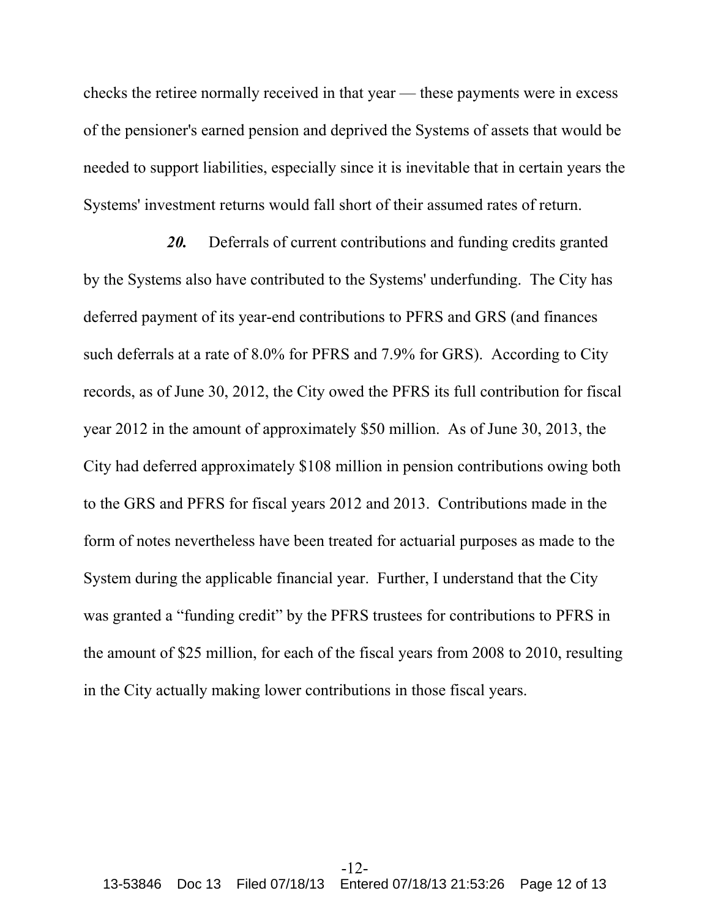checks the retiree normally received in that year — these payments were in excess of the pensioner's earned pension and deprived the Systems of assets that would be needed to support liabilities, especially since it is inevitable that in certain years the Systems' investment returns would fall short of their assumed rates of return.

***20.*** Deferrals of current contributions and funding credits granted by the Systems also have contributed to the Systems' underfunding. The City has deferred payment of its year-end contributions to PFRS and GRS (and finances such deferrals at a rate of 8.0% for PFRS and 7.9% for GRS). According to City records, as of June 30, 2012, the City owed the PFRS its full contribution for fiscal year 2012 in the amount of approximately $50 million. As of June 30, 2013, the City had deferred approximately $108 million in pension contributions owing both to the GRS and PFRS for fiscal years 2012 and 2013. Contributions made in the form of notes nevertheless have been treated for actuarial purposes as made to the System during the applicable financial year. Further, I understand that the City was granted a "funding credit" by the PFRS trustees for contributions to PFRS in the amount of $25 million, for each of the fiscal years from 2008 to 2010, resulting in the City actually making lower contributions in those fiscal years.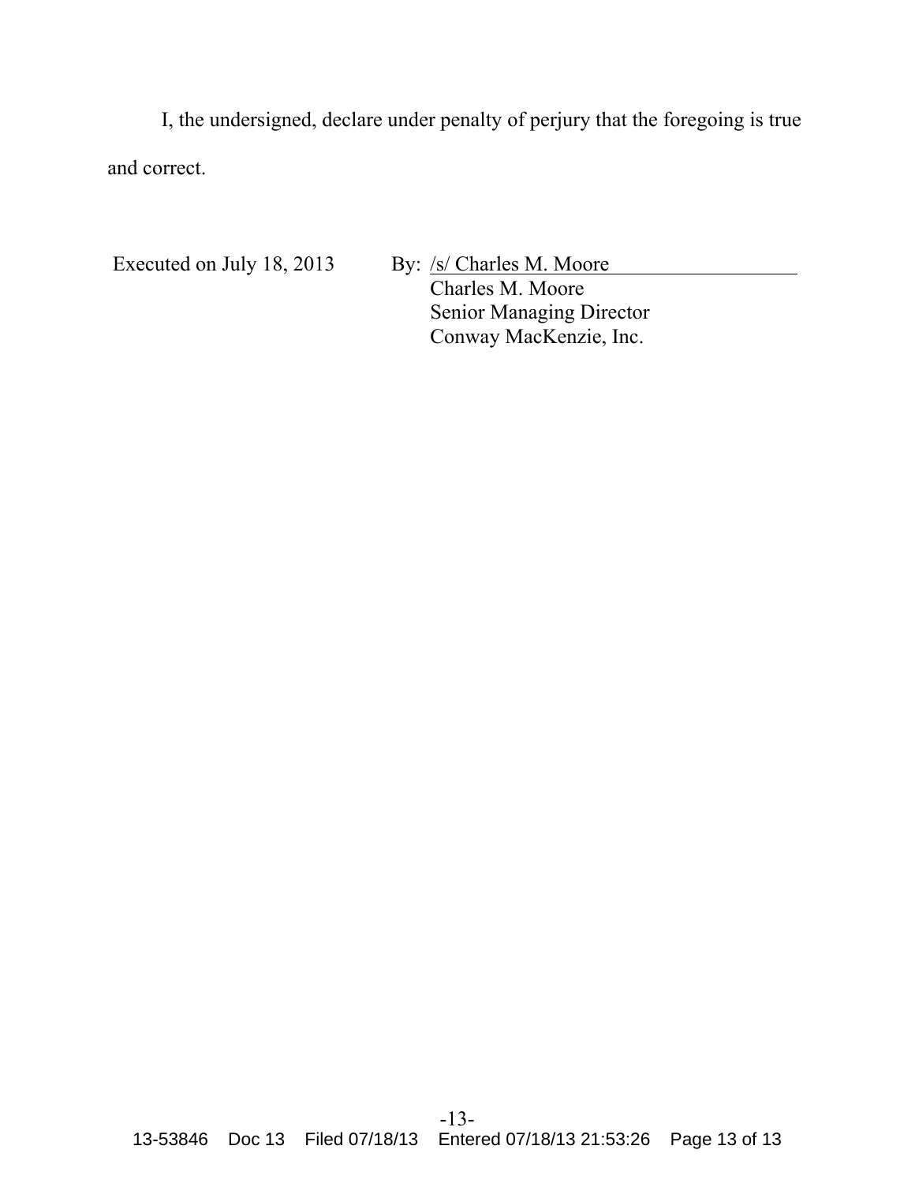I, the undersigned, declare under penalty of perjury that the foregoing is true and correct.

Executed on July 18, 2013

By: /s/ Charles M. Moore
Charles M. Moore
Senior Managing Director
Conway MacKenzie, Inc.